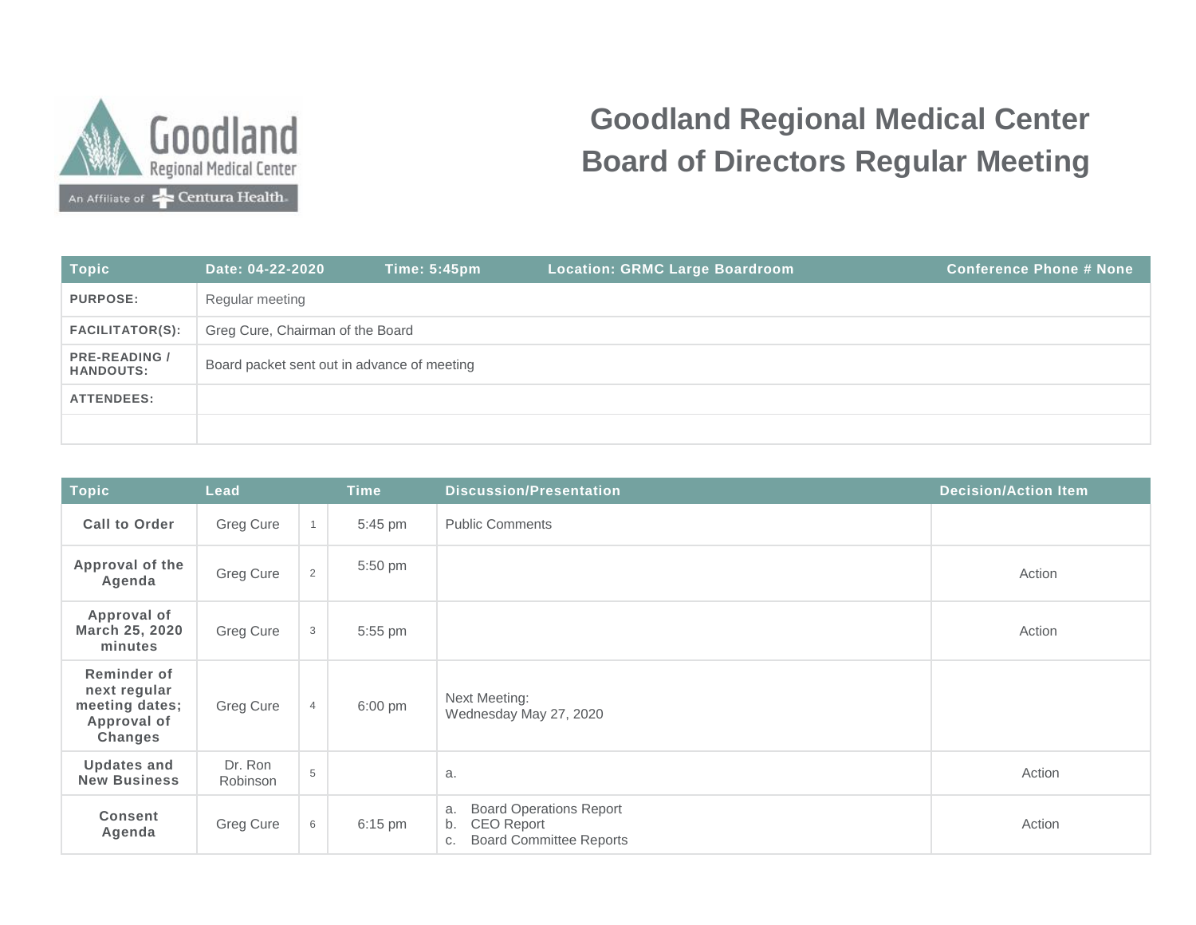# Goodland Regional Medical Center Board of Directors Regular Meeting

| Topic | Date: 04-22-2020 | Time: 5:45pm | Location: GRMC Large Boardroom | Conference Phone # None |
|---|---|---|---|---|
| **PURPOSE:** | Regular meeting | | | |
| **FACILITATOR(S):** | Greg Cure, Chairman of the Board | | | |
| **PRE-READING / HANDOUTS:** | Board packet sent out in advance of meeting | | | |
| **ATTENDEES:** | | | | |
| | | | | |

| Topic | Lead | | Time | Discussion/Presentation | Decision/Action Item |
|---|---|---|---|---|---|
| **Call to Order** | Greg Cure | 1 | 5:45 pm | Public Comments | |
| **Approval of the Agenda** | Greg Cure | 2 | 5:50 pm | | Action |
| **Approval of March 25, 2020 minutes** | Greg Cure | 3 | 5:55 pm | | Action |
| **Reminder of next regular meeting dates; Approval of Changes** | Greg Cure | 4 | 6:00 pm | Next Meeting:<br>Wednesday May 27, 2020 | |
| **Updates and New Business** | Dr. Ron Robinson | 5 | | a. | Action |
| **Consent Agenda** | Greg Cure | 6 | 6:15 pm | a. Board Operations Report<br>b. CEO Report<br>c. Board Committee Reports | Action |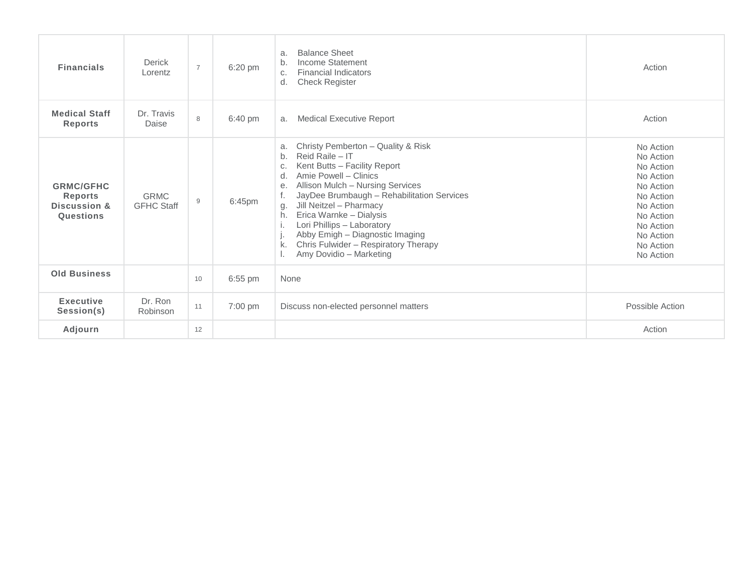| | | | | | |
|---|---|---|---|---|---|
| **Financials** | Derick Lorentz | 7 | 6:20 pm | a. Balance Sheet<br>b. Income Statement<br>c. Financial Indicators<br>d. Check Register | Action |
| **Medical Staff Reports** | Dr. Travis Daise | 8 | 6:40 pm | a. Medical Executive Report | Action |
| **GRMC/GFHC Reports Discussion & Questions** | GRMC GFHC Staff | 9 | 6:45pm | a. Christy Pemberton – Quality & Risk<br>b. Reid Raile – IT<br>c. Kent Butts – Facility Report<br>d. Amie Powell – Clinics<br>e. Allison Mulch – Nursing Services<br>f. JayDee Brumbaugh – Rehabilitation Services<br>g. Jill Neitzel – Pharmacy<br>h. Erica Warnke – Dialysis<br>i. Lori Phillips – Laboratory<br>j. Abby Emigh – Diagnostic Imaging<br>k. Chris Fulwider – Respiratory Therapy<br>l. Amy Dovidio – Marketing | No Action<br>No Action<br>No Action<br>No Action<br>No Action<br>No Action<br>No Action<br>No Action<br>No Action<br>No Action<br>No Action<br>No Action |
| **Old Business** | | 10 | 6:55 pm | None | |
| **Executive Session(s)** | Dr. Ron Robinson | 11 | 7:00 pm | Discuss non-elected personnel matters | Possible Action |
| **Adjourn** | | 12 | | | Action |